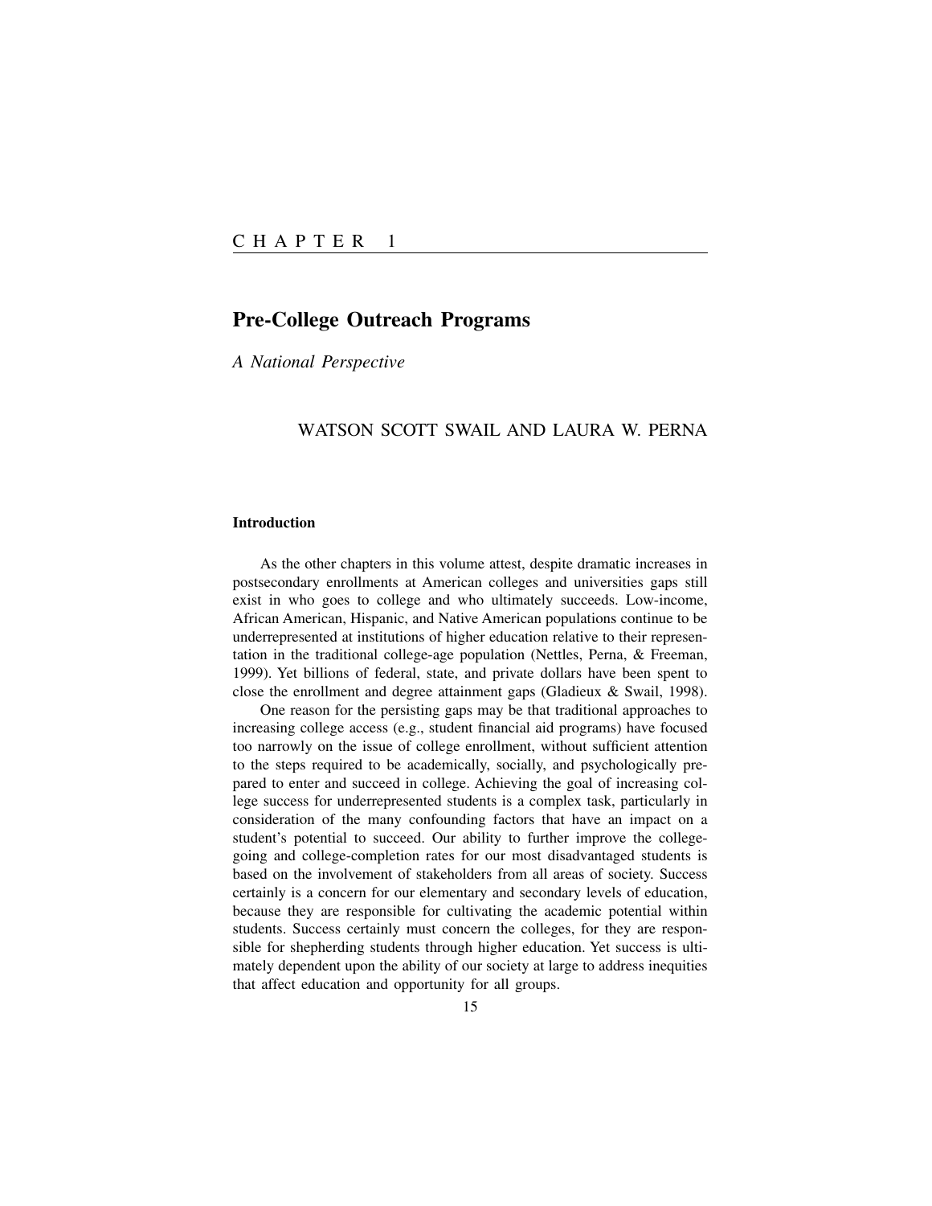CHAPTER 1

# Pre-College Outreach Programs

*A National Perspective*

WATSON SCOTT SWAIL AND LAURA W. PERNA

## Introduction

As the other chapters in this volume attest, despite dramatic increases in postsecondary enrollments at American colleges and universities gaps still exist in who goes to college and who ultimately succeeds. Low-income, African American, Hispanic, and Native American populations continue to be underrepresented at institutions of higher education relative to their representation in the traditional college-age population (Nettles, Perna, & Freeman, 1999). Yet billions of federal, state, and private dollars have been spent to close the enrollment and degree attainment gaps (Gladieux & Swail, 1998).

One reason for the persisting gaps may be that traditional approaches to increasing college access (e.g., student financial aid programs) have focused too narrowly on the issue of college enrollment, without sufficient attention to the steps required to be academically, socially, and psychologically prepared to enter and succeed in college. Achieving the goal of increasing college success for underrepresented students is a complex task, particularly in consideration of the many confounding factors that have an impact on a student's potential to succeed. Our ability to further improve the college-going and college-completion rates for our most disadvantaged students is based on the involvement of stakeholders from all areas of society. Success certainly is a concern for our elementary and secondary levels of education, because they are responsible for cultivating the academic potential within students. Success certainly must concern the colleges, for they are responsible for shepherding students through higher education. Yet success is ultimately dependent upon the ability of our society at large to address inequities that affect education and opportunity for all groups.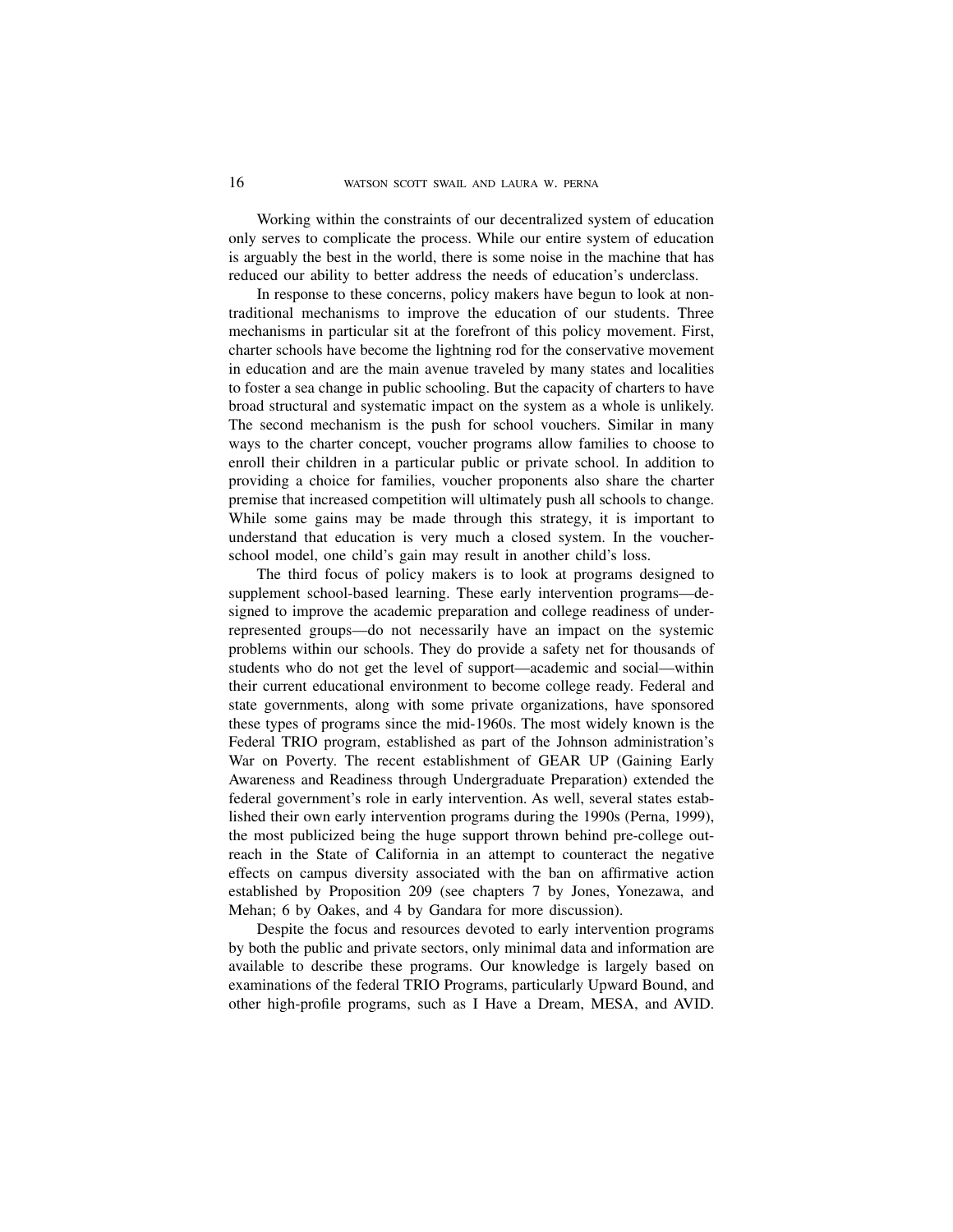Working within the constraints of our decentralized system of education only serves to complicate the process. While our entire system of education is arguably the best in the world, there is some noise in the machine that has reduced our ability to better address the needs of education's underclass.

In response to these concerns, policy makers have begun to look at non-traditional mechanisms to improve the education of our students. Three mechanisms in particular sit at the forefront of this policy movement. First, charter schools have become the lightning rod for the conservative movement in education and are the main avenue traveled by many states and localities to foster a sea change in public schooling. But the capacity of charters to have broad structural and systematic impact on the system as a whole is unlikely. The second mechanism is the push for school vouchers. Similar in many ways to the charter concept, voucher programs allow families to choose to enroll their children in a particular public or private school. In addition to providing a choice for families, voucher proponents also share the charter premise that increased competition will ultimately push all schools to change. While some gains may be made through this strategy, it is important to understand that education is very much a closed system. In the voucher-school model, one child's gain may result in another child's loss.

The third focus of policy makers is to look at programs designed to supplement school-based learning. These early intervention programs—designed to improve the academic preparation and college readiness of under-represented groups—do not necessarily have an impact on the systemic problems within our schools. They do provide a safety net for thousands of students who do not get the level of support—academic and social—within their current educational environment to become college ready. Federal and state governments, along with some private organizations, have sponsored these types of programs since the mid-1960s. The most widely known is the Federal TRIO program, established as part of the Johnson administration's War on Poverty. The recent establishment of GEAR UP (Gaining Early Awareness and Readiness through Undergraduate Preparation) extended the federal government's role in early intervention. As well, several states established their own early intervention programs during the 1990s (Perna, 1999), the most publicized being the huge support thrown behind pre-college outreach in the State of California in an attempt to counteract the negative effects on campus diversity associated with the ban on affirmative action established by Proposition 209 (see chapters 7 by Jones, Yonezawa, and Mehan; 6 by Oakes, and 4 by Gandara for more discussion).

Despite the focus and resources devoted to early intervention programs by both the public and private sectors, only minimal data and information are available to describe these programs. Our knowledge is largely based on examinations of the federal TRIO Programs, particularly Upward Bound, and other high-profile programs, such as I Have a Dream, MESA, and AVID.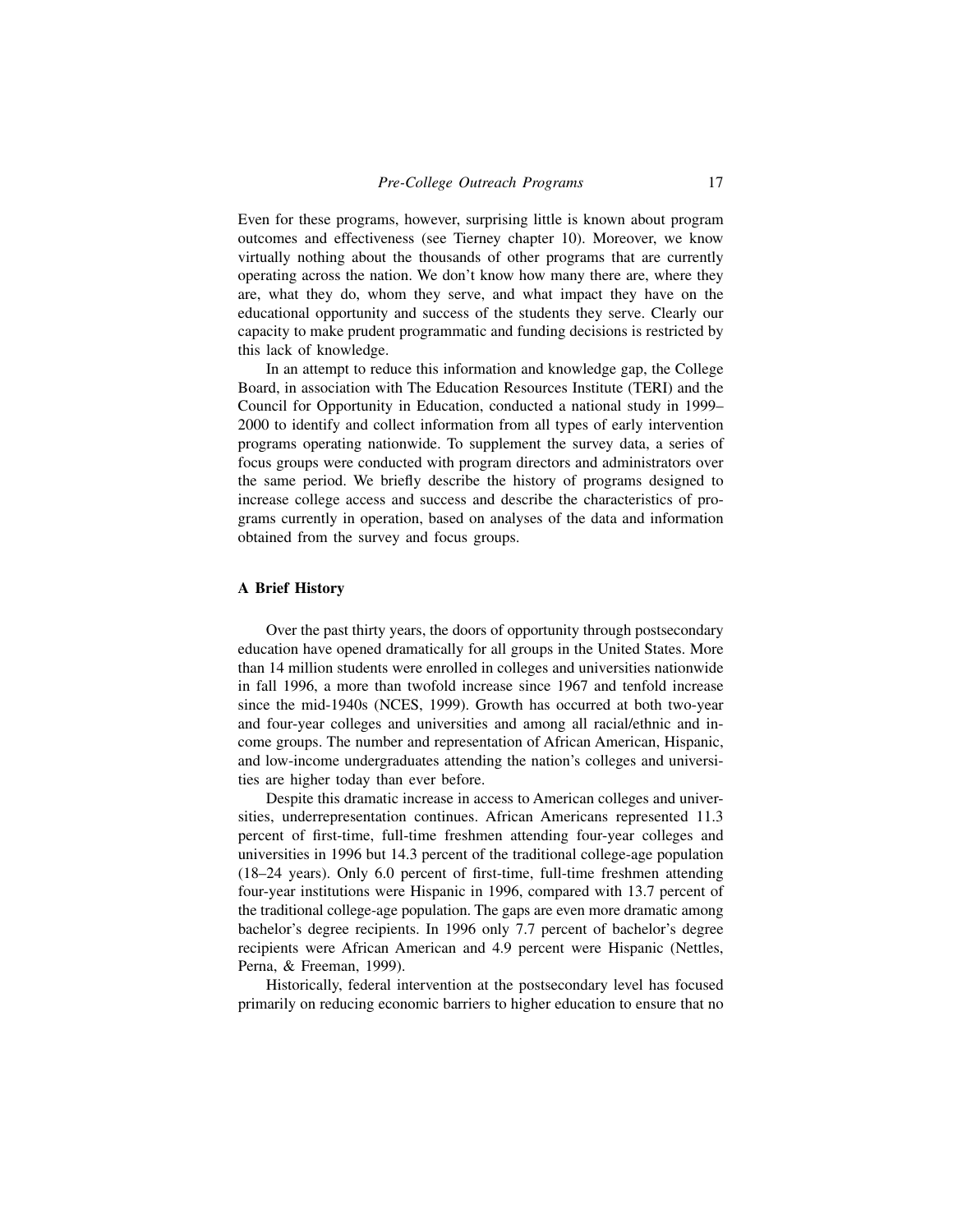Even for these programs, however, surprising little is known about program outcomes and effectiveness (see Tierney chapter 10). Moreover, we know virtually nothing about the thousands of other programs that are currently operating across the nation. We don't know how many there are, where they are, what they do, whom they serve, and what impact they have on the educational opportunity and success of the students they serve. Clearly our capacity to make prudent programmatic and funding decisions is restricted by this lack of knowledge.

In an attempt to reduce this information and knowledge gap, the College Board, in association with The Education Resources Institute (TERI) and the Council for Opportunity in Education, conducted a national study in 1999–2000 to identify and collect information from all types of early intervention programs operating nationwide. To supplement the survey data, a series of focus groups were conducted with program directors and administrators over the same period. We briefly describe the history of programs designed to increase college access and success and describe the characteristics of programs currently in operation, based on analyses of the data and information obtained from the survey and focus groups.

### A Brief History

Over the past thirty years, the doors of opportunity through postsecondary education have opened dramatically for all groups in the United States. More than 14 million students were enrolled in colleges and universities nationwide in fall 1996, a more than twofold increase since 1967 and tenfold increase since the mid-1940s (NCES, 1999). Growth has occurred at both two-year and four-year colleges and universities and among all racial/ethnic and income groups. The number and representation of African American, Hispanic, and low-income undergraduates attending the nation's colleges and universities are higher today than ever before.

Despite this dramatic increase in access to American colleges and universities, underrepresentation continues. African Americans represented 11.3 percent of first-time, full-time freshmen attending four-year colleges and universities in 1996 but 14.3 percent of the traditional college-age population (18–24 years). Only 6.0 percent of first-time, full-time freshmen attending four-year institutions were Hispanic in 1996, compared with 13.7 percent of the traditional college-age population. The gaps are even more dramatic among bachelor's degree recipients. In 1996 only 7.7 percent of bachelor's degree recipients were African American and 4.9 percent were Hispanic (Nettles, Perna, & Freeman, 1999).

Historically, federal intervention at the postsecondary level has focused primarily on reducing economic barriers to higher education to ensure that no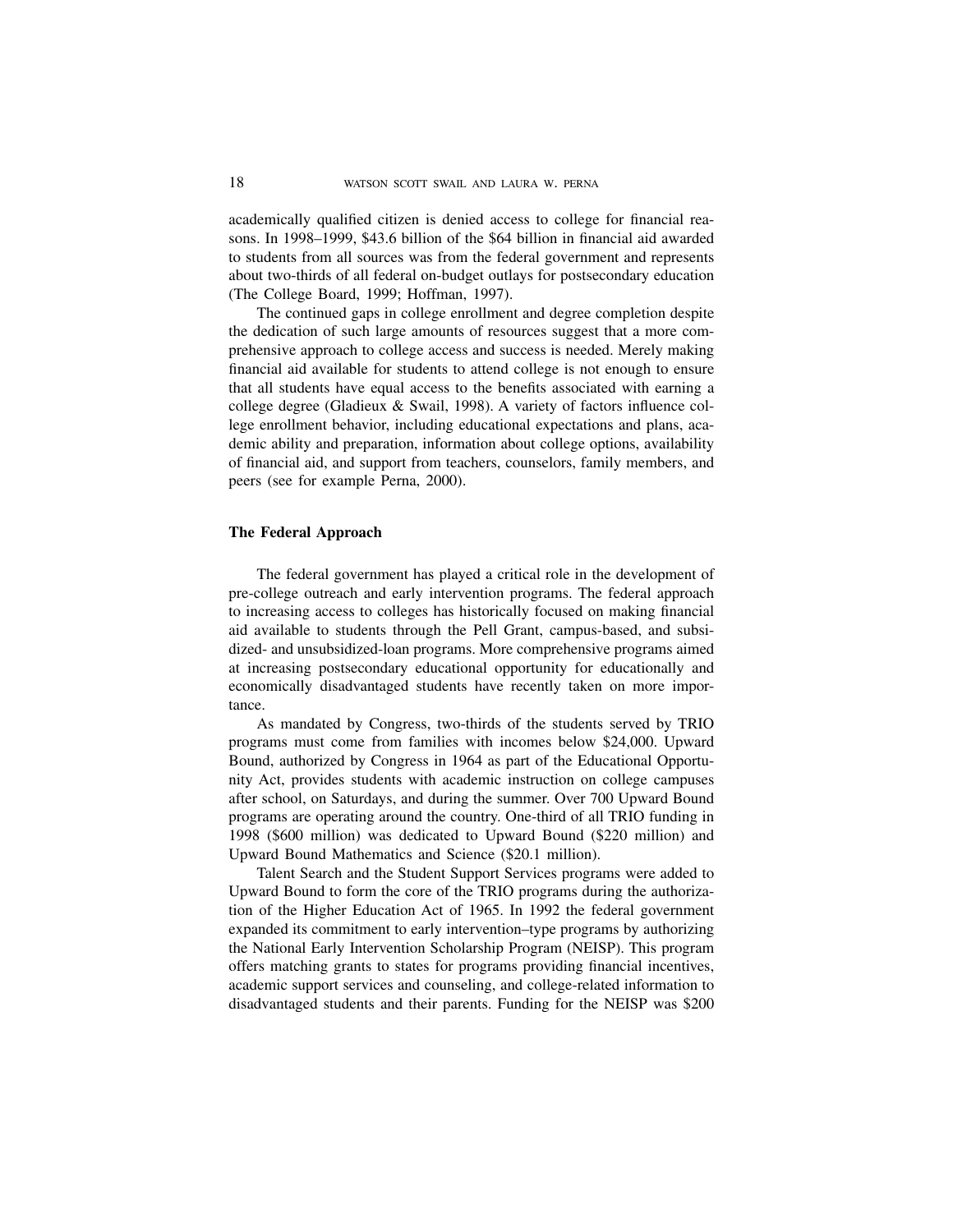academically qualified citizen is denied access to college for financial reasons. In 1998–1999, $43.6 billion of the $64 billion in financial aid awarded to students from all sources was from the federal government and represents about two-thirds of all federal on-budget outlays for postsecondary education (The College Board, 1999; Hoffman, 1997).

The continued gaps in college enrollment and degree completion despite the dedication of such large amounts of resources suggest that a more comprehensive approach to college access and success is needed. Merely making financial aid available for students to attend college is not enough to ensure that all students have equal access to the benefits associated with earning a college degree (Gladieux & Swail, 1998). A variety of factors influence college enrollment behavior, including educational expectations and plans, academic ability and preparation, information about college options, availability of financial aid, and support from teachers, counselors, family members, and peers (see for example Perna, 2000).

### The Federal Approach

The federal government has played a critical role in the development of pre-college outreach and early intervention programs. The federal approach to increasing access to colleges has historically focused on making financial aid available to students through the Pell Grant, campus-based, and subsidized- and unsubsidized-loan programs. More comprehensive programs aimed at increasing postsecondary educational opportunity for educationally and economically disadvantaged students have recently taken on more importance.

As mandated by Congress, two-thirds of the students served by TRIO programs must come from families with incomes below $24,000. Upward Bound, authorized by Congress in 1964 as part of the Educational Opportunity Act, provides students with academic instruction on college campuses after school, on Saturdays, and during the summer. Over 700 Upward Bound programs are operating around the country. One-third of all TRIO funding in 1998 ($600 million) was dedicated to Upward Bound ($220 million) and Upward Bound Mathematics and Science ($20.1 million).

Talent Search and the Student Support Services programs were added to Upward Bound to form the core of the TRIO programs during the authorization of the Higher Education Act of 1965. In 1992 the federal government expanded its commitment to early intervention–type programs by authorizing the National Early Intervention Scholarship Program (NEISP). This program offers matching grants to states for programs providing financial incentives, academic support services and counseling, and college-related information to disadvantaged students and their parents. Funding for the NEISP was $200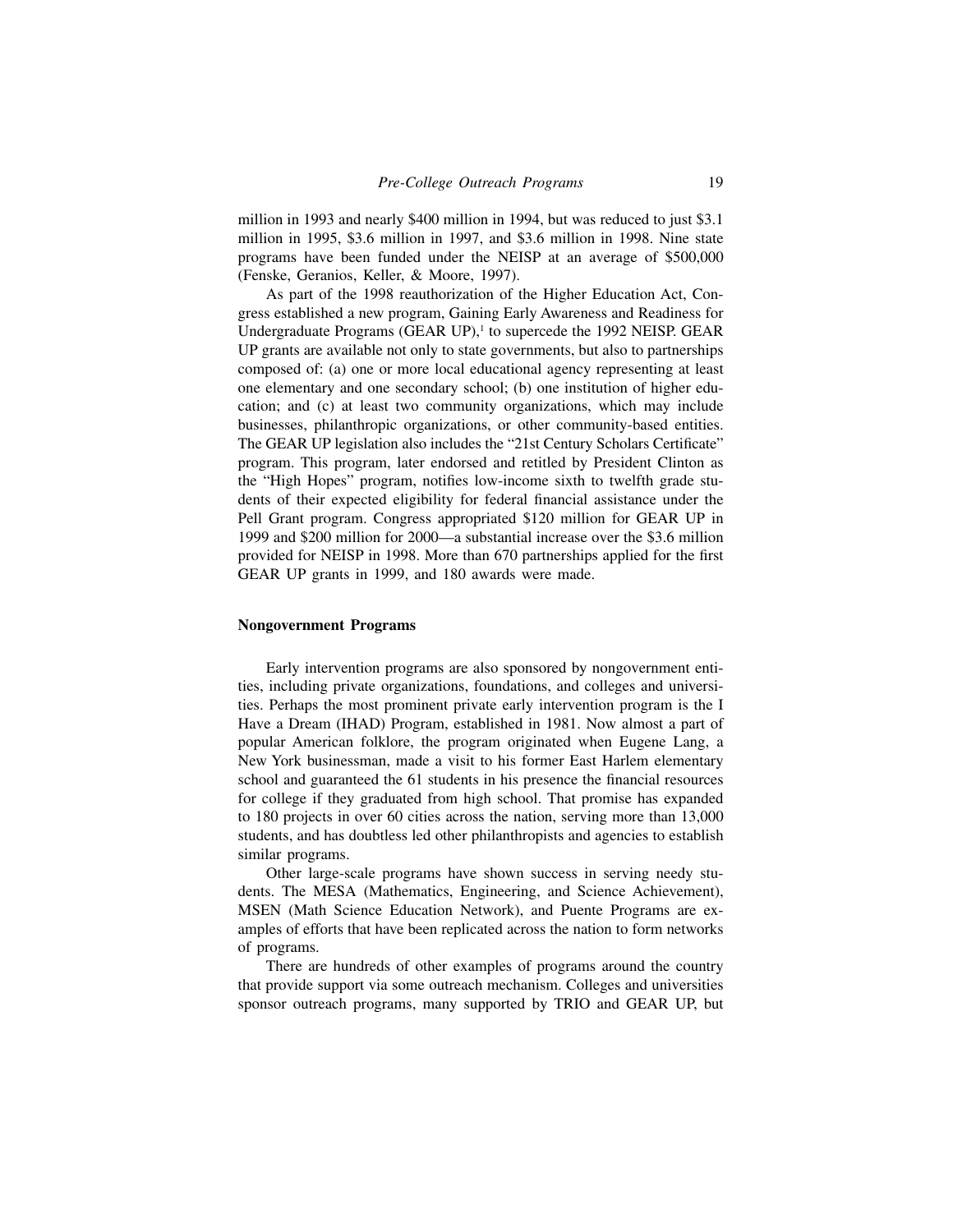million in 1993 and nearly $400 million in 1994, but was reduced to just $3.1 million in 1995, $3.6 million in 1997, and $3.6 million in 1998. Nine state programs have been funded under the NEISP at an average of $500,000 (Fenske, Geranios, Keller, & Moore, 1997).

As part of the 1998 reauthorization of the Higher Education Act, Congress established a new program, Gaining Early Awareness and Readiness for Undergraduate Programs (GEAR UP),[1] to supercede the 1992 NEISP. GEAR UP grants are available not only to state governments, but also to partnerships composed of: (a) one or more local educational agency representing at least one elementary and one secondary school; (b) one institution of higher education; and (c) at least two community organizations, which may include businesses, philanthropic organizations, or other community-based entities. The GEAR UP legislation also includes the "21st Century Scholars Certificate" program. This program, later endorsed and retitled by President Clinton as the "High Hopes" program, notifies low-income sixth to twelfth grade students of their expected eligibility for federal financial assistance under the Pell Grant program. Congress appropriated $120 million for GEAR UP in 1999 and $200 million for 2000—a substantial increase over the $3.6 million provided for NEISP in 1998. More than 670 partnerships applied for the first GEAR UP grants in 1999, and 180 awards were made.

### Nongovernment Programs

Early intervention programs are also sponsored by nongovernment entities, including private organizations, foundations, and colleges and universities. Perhaps the most prominent private early intervention program is the I Have a Dream (IHAD) Program, established in 1981. Now almost a part of popular American folklore, the program originated when Eugene Lang, a New York businessman, made a visit to his former East Harlem elementary school and guaranteed the 61 students in his presence the financial resources for college if they graduated from high school. That promise has expanded to 180 projects in over 60 cities across the nation, serving more than 13,000 students, and has doubtless led other philanthropists and agencies to establish similar programs.

Other large-scale programs have shown success in serving needy students. The MESA (Mathematics, Engineering, and Science Achievement), MSEN (Math Science Education Network), and Puente Programs are examples of efforts that have been replicated across the nation to form networks of programs.

There are hundreds of other examples of programs around the country that provide support via some outreach mechanism. Colleges and universities sponsor outreach programs, many supported by TRIO and GEAR UP, but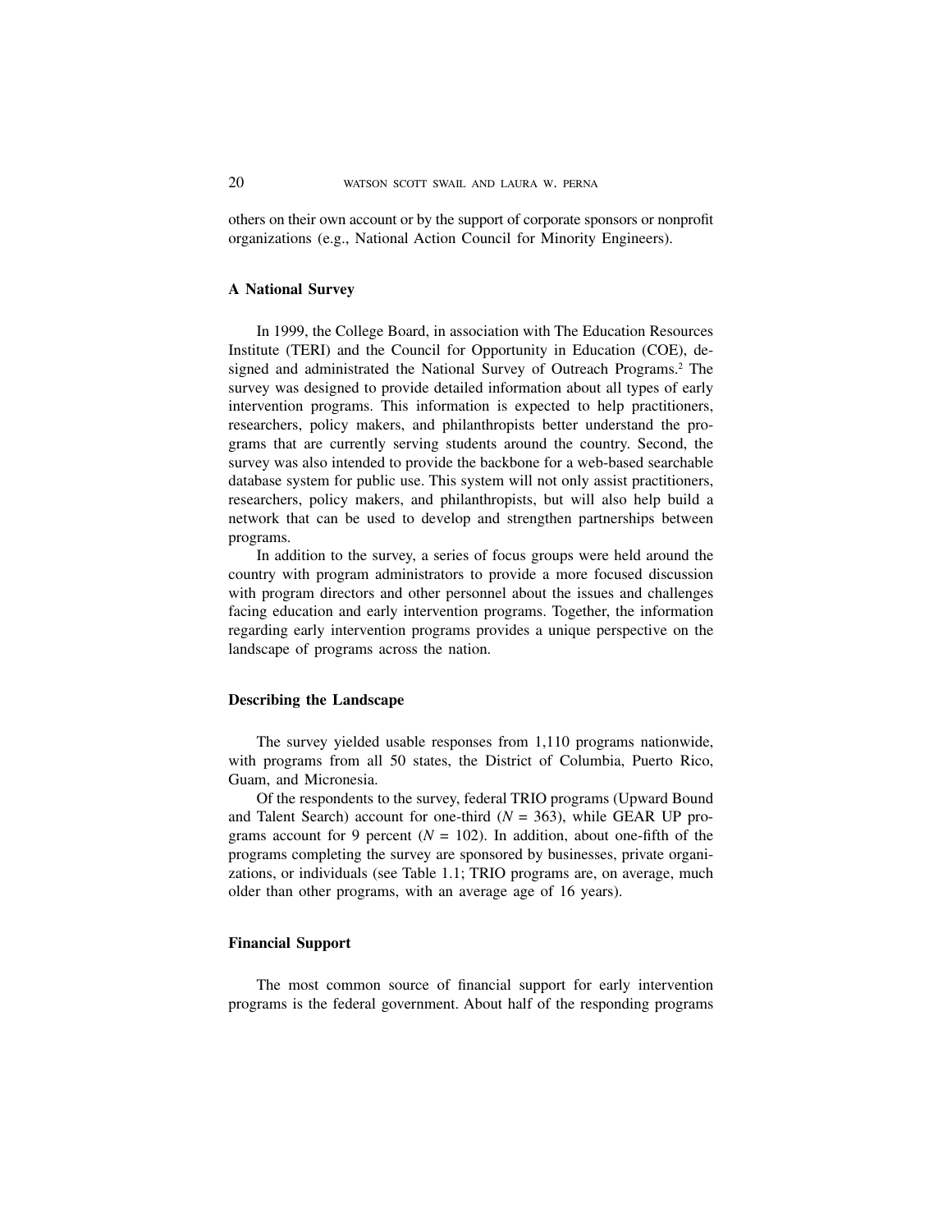others on their own account or by the support of corporate sponsors or nonprofit organizations (e.g., National Action Council for Minority Engineers).

### A National Survey

In 1999, the College Board, in association with The Education Resources Institute (TERI) and the Council for Opportunity in Education (COE), designed and administrated the National Survey of Outreach Programs.[2] The survey was designed to provide detailed information about all types of early intervention programs. This information is expected to help practitioners, researchers, policy makers, and philanthropists better understand the programs that are currently serving students around the country. Second, the survey was also intended to provide the backbone for a web-based searchable database system for public use. This system will not only assist practitioners, researchers, policy makers, and philanthropists, but will also help build a network that can be used to develop and strengthen partnerships between programs.

In addition to the survey, a series of focus groups were held around the country with program administrators to provide a more focused discussion with program directors and other personnel about the issues and challenges facing education and early intervention programs. Together, the information regarding early intervention programs provides a unique perspective on the landscape of programs across the nation.

### Describing the Landscape

The survey yielded usable responses from 1,110 programs nationwide, with programs from all 50 states, the District of Columbia, Puerto Rico, Guam, and Micronesia.

Of the respondents to the survey, federal TRIO programs (Upward Bound and Talent Search) account for one-third ($N = 363$), while GEAR UP programs account for 9 percent ($N = 102$). In addition, about one-fifth of the programs completing the survey are sponsored by businesses, private organizations, or individuals (see Table 1.1; TRIO programs are, on average, much older than other programs, with an average age of 16 years).

### Financial Support

The most common source of financial support for early intervention programs is the federal government. About half of the responding programs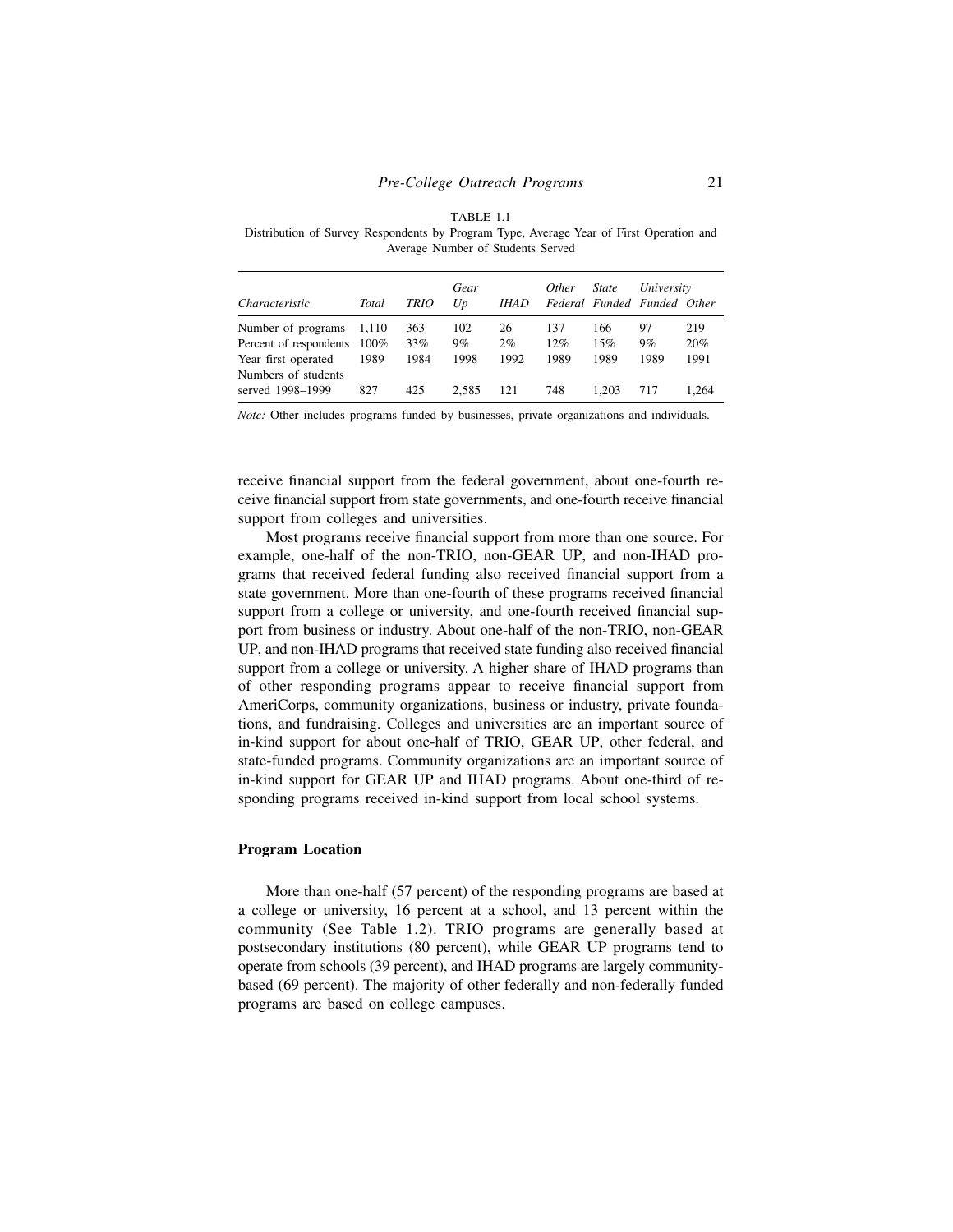TABLE 1.1
Distribution of Survey Respondents by Program Type, Average Year of First Operation and Average Number of Students Served

| *Characteristic* | *Total* | *TRIO* | *Gear Up* | *IHAD* | *Other Federal* | *State Funded* | *University Funded* | *Other* |
|---|---|---|---|---|---|---|---|---|
| Number of programs | 1,110 | 363 | 102 | 26 | 137 | 166 | 97 | 219 |
| Percent of respondents | 100% | 33% | 9% | 2% | 12% | 15% | 9% | 20% |
| Year first operated | 1989 | 1984 | 1998 | 1992 | 1989 | 1989 | 1989 | 1991 |
| Numbers of students served 1998–1999 | 827 | 425 | 2,585 | 121 | 748 | 1,203 | 717 | 1,264 |

*Note:* Other includes programs funded by businesses, private organizations and individuals.

receive financial support from the federal government, about one-fourth receive financial support from state governments, and one-fourth receive financial support from colleges and universities.

Most programs receive financial support from more than one source. For example, one-half of the non-TRIO, non-GEAR UP, and non-IHAD programs that received federal funding also received financial support from a state government. More than one-fourth of these programs received financial support from a college or university, and one-fourth received financial support from business or industry. About one-half of the non-TRIO, non-GEAR UP, and non-IHAD programs that received state funding also received financial support from a college or university. A higher share of IHAD programs than of other responding programs appear to receive financial support from AmeriCorps, community organizations, business or industry, private foundations, and fundraising. Colleges and universities are an important source of in-kind support for about one-half of TRIO, GEAR UP, other federal, and state-funded programs. Community organizations are an important source of in-kind support for GEAR UP and IHAD programs. About one-third of responding programs received in-kind support from local school systems.

## Program Location

More than one-half (57 percent) of the responding programs are based at a college or university, 16 percent at a school, and 13 percent within the community (See Table 1.2). TRIO programs are generally based at postsecondary institutions (80 percent), while GEAR UP programs tend to operate from schools (39 percent), and IHAD programs are largely community-based (69 percent). The majority of other federally and non-federally funded programs are based on college campuses.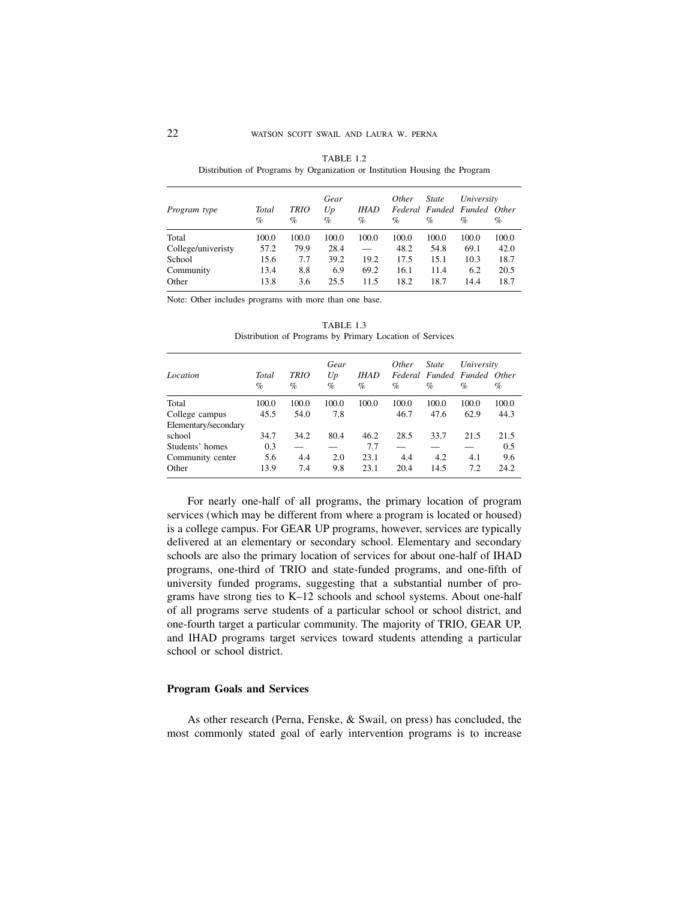TABLE 1.2
Distribution of Programs by Organization or Institution Housing the Program

| *Program type* | *Total* % | *TRIO* % | *Gear Up* % | *IHAD* % | *Other Federal* % | *State Funded* % | *University Funded* % | *Other* % |
|---|---|---|---|---|---|---|---|---|
| Total | 100.0 | 100.0 | 100.0 | 100.0 | 100.0 | 100.0 | 100.0 | 100.0 |
| College/univeristy | 57.2 | 79.9 | 28.4 | — | 48.2 | 54.8 | 69.1 | 42.0 |
| School | 15.6 | 7.7 | 39.2 | 19.2 | 17.5 | 15.1 | 10.3 | 18.7 |
| Community | 13.4 | 8.8 | 6.9 | 69.2 | 16.1 | 11.4 | 6.2 | 20.5 |
| Other | 13.8 | 3.6 | 25.5 | 11.5 | 18.2 | 18.7 | 14.4 | 18.7 |

Note: Other includes programs with more than one base.

TABLE 1.3
Distribution of Programs by Primary Location of Services

| *Location* | *Total* % | *TRIO* % | *Gear Up* % | *IHAD* % | *Other Federal* % | *State Funded* % | *University Funded* % | *Other* % |
|---|---|---|---|---|---|---|---|---|
| Total | 100.0 | 100.0 | 100.0 | 100.0 | 100.0 | 100.0 | 100.0 | 100.0 |
| College campus | 45.5 | 54.0 | 7.8 | | 46.7 | 47.6 | 62.9 | 44.3 |
| Elementary/secondary school | 34.7 | 34.2 | 80.4 | 46.2 | 28.5 | 33.7 | 21.5 | 21.5 |
| Students' homes | 0.3 | — | — | 7.7 | — | — | — | 0.5 |
| Community center | 5.6 | 4.4 | 2.0 | 23.1 | 4.4 | 4.2 | 4.1 | 9.6 |
| Other | 13.9 | 7.4 | 9.8 | 23.1 | 20.4 | 14.5 | 7.2 | 24.2 |

For nearly one-half of all programs, the primary location of program services (which may be different from where a program is located or housed) is a college campus. For GEAR UP programs, however, services are typically delivered at an elementary or secondary school. Elementary and secondary schools are also the primary location of services for about one-half of IHAD programs, one-third of TRIO and state-funded programs, and one-fifth of university funded programs, suggesting that a substantial number of programs have strong ties to K–12 schools and school systems. About one-half of all programs serve students of a particular school or school district, and one-fourth target a particular community. The majority of TRIO, GEAR UP, and IHAD programs target services toward students attending a particular school or school district.

## Program Goals and Services

As other research (Perna, Fenske, & Swail, on press) has concluded, the most commonly stated goal of early intervention programs is to increase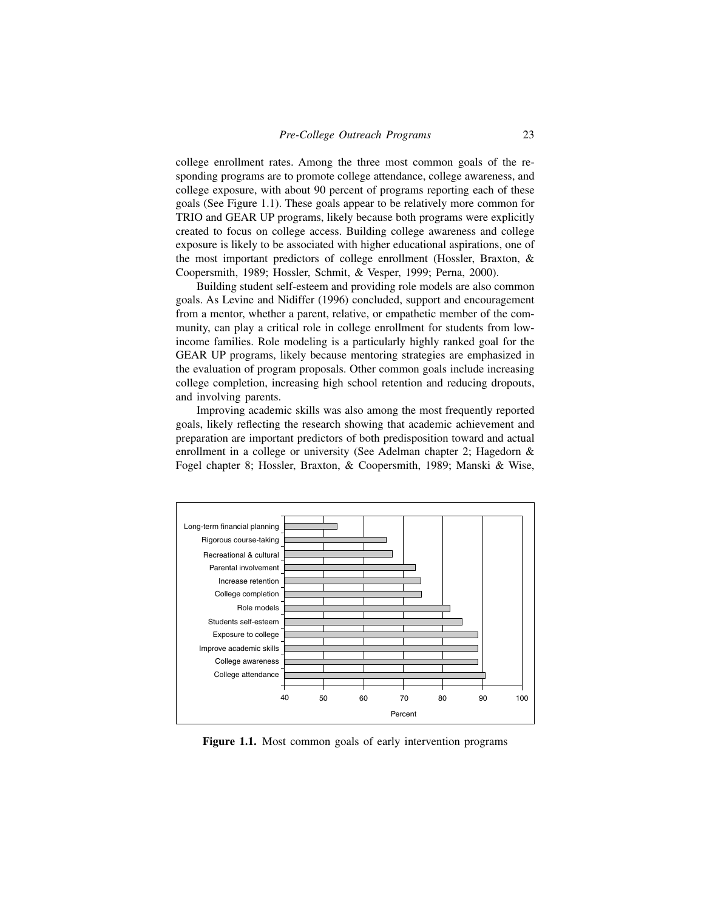college enrollment rates. Among the three most common goals of the responding programs are to promote college attendance, college awareness, and college exposure, with about 90 percent of programs reporting each of these goals (See Figure 1.1). These goals appear to be relatively more common for TRIO and GEAR UP programs, likely because both programs were explicitly created to focus on college access. Building college awareness and college exposure is likely to be associated with higher educational aspirations, one of the most important predictors of college enrollment (Hossler, Braxton, & Coopersmith, 1989; Hossler, Schmit, & Vesper, 1999; Perna, 2000).

Building student self-esteem and providing role models are also common goals. As Levine and Nidiffer (1996) concluded, support and encouragement from a mentor, whether a parent, relative, or empathetic member of the community, can play a critical role in college enrollment for students from low-income families. Role modeling is a particularly highly ranked goal for the GEAR UP programs, likely because mentoring strategies are emphasized in the evaluation of program proposals. Other common goals include increasing college completion, increasing high school retention and reducing dropouts, and involving parents.

Improving academic skills was also among the most frequently reported goals, likely reflecting the research showing that academic achievement and preparation are important predictors of both predisposition toward and actual enrollment in a college or university (See Adelman chapter 2; Hagedorn & Fogel chapter 8; Hossler, Braxton, & Coopersmith, 1989; Manski & Wise,

**Figure 1.1.** Most common goals of early intervention programs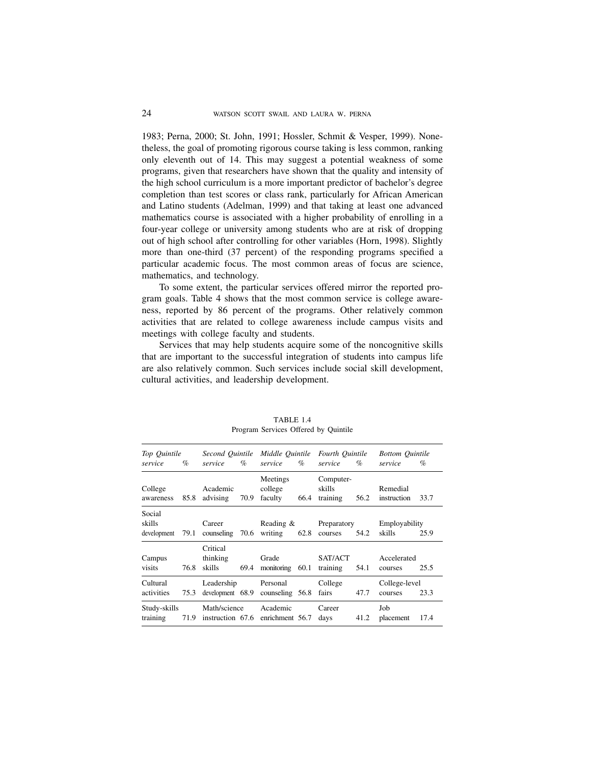1983; Perna, 2000; St. John, 1991; Hossler, Schmit & Vesper, 1999). Nonetheless, the goal of promoting rigorous course taking is less common, ranking only eleventh out of 14. This may suggest a potential weakness of some programs, given that researchers have shown that the quality and intensity of the high school curriculum is a more important predictor of bachelor's degree completion than test scores or class rank, particularly for African American and Latino students (Adelman, 1999) and that taking at least one advanced mathematics course is associated with a higher probability of enrolling in a four-year college or university among students who are at risk of dropping out of high school after controlling for other variables (Horn, 1998). Slightly more than one-third (37 percent) of the responding programs specified a particular academic focus. The most common areas of focus are science, mathematics, and technology.

To some extent, the particular services offered mirror the reported program goals. Table 4 shows that the most common service is college awareness, reported by 86 percent of the programs. Other relatively common activities that are related to college awareness include campus visits and meetings with college faculty and students.

Services that may help students acquire some of the noncognitive skills that are important to the successful integration of students into campus life are also relatively common. Such services include social skill development, cultural activities, and leadership development.

TABLE 1.4
Program Services Offered by Quintile

| *Top Quintile service* | *%* | *Second Quintile service* | *%* | *Middle Quintile service* | *%* | *Fourth Quintile service* | *%* | *Bottom Quintile service* | *%* |
|---|---|---|---|---|---|---|---|---|---|
| College awareness | 85.8 | Academic advising | 70.9 | Meetings college faculty | 66.4 | Computer-skills training | 56.2 | Remedial instruction | 33.7 |
| Social skills development | 79.1 | Career counseling | 70.6 | Reading & writing | 62.8 | Preparatory courses | 54.2 | Employability skills | 25.9 |
| Campus visits | 76.8 | Critical thinking skills | 69.4 | Grade monitoring | 60.1 | SAT/ACT training | 54.1 | Accelerated courses | 25.5 |
| Cultural activities | 75.3 | Leadership development | 68.9 | Personal counseling | 56.8 | College fairs | 47.7 | College-level courses | 23.3 |
| Study-skills training | 71.9 | Math/science instruction | 67.6 | Academic enrichment | 56.7 | Career days | 41.2 | Job placement | 17.4 |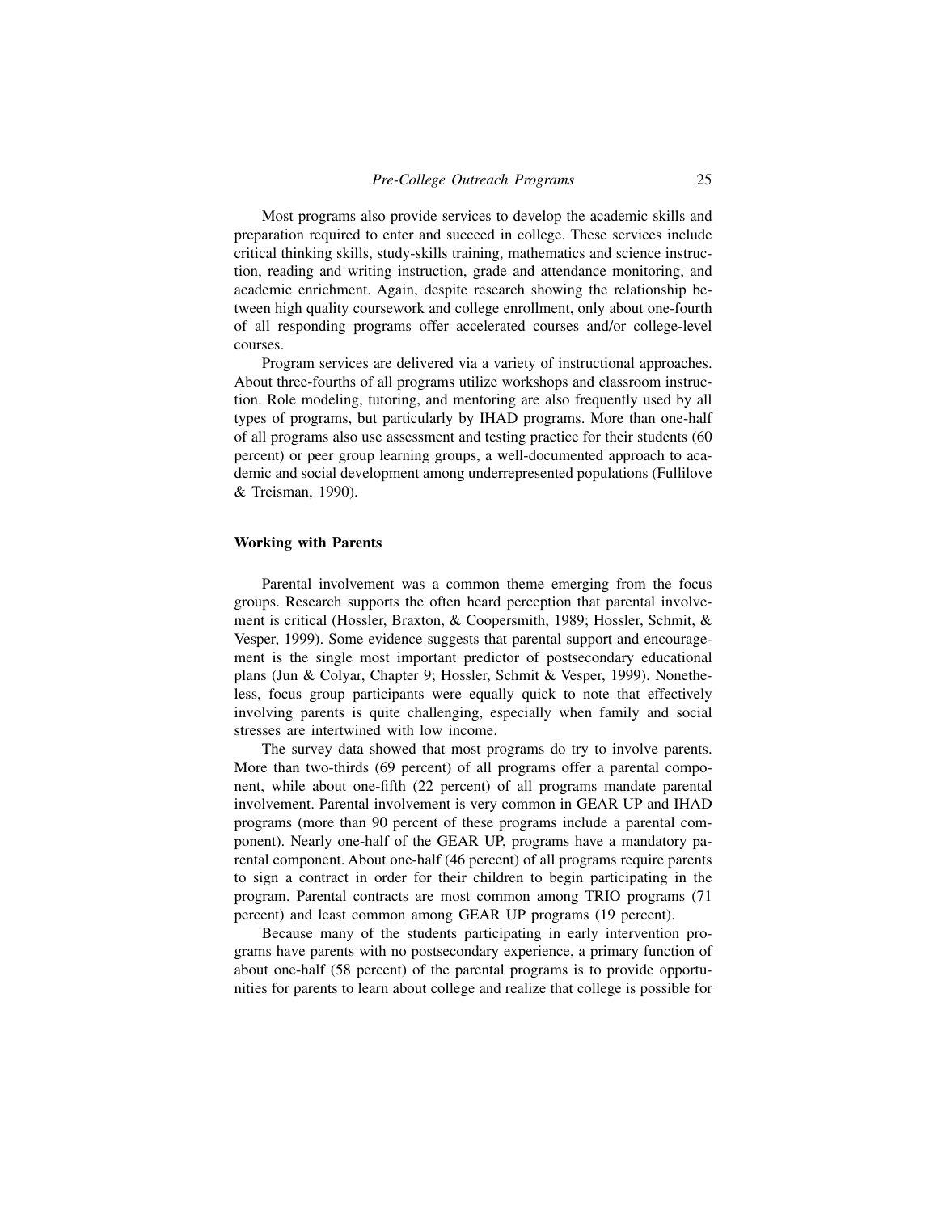Most programs also provide services to develop the academic skills and preparation required to enter and succeed in college. These services include critical thinking skills, study-skills training, mathematics and science instruction, reading and writing instruction, grade and attendance monitoring, and academic enrichment. Again, despite research showing the relationship between high quality coursework and college enrollment, only about one-fourth of all responding programs offer accelerated courses and/or college-level courses.

Program services are delivered via a variety of instructional approaches. About three-fourths of all programs utilize workshops and classroom instruction. Role modeling, tutoring, and mentoring are also frequently used by all types of programs, but particularly by IHAD programs. More than one-half of all programs also use assessment and testing practice for their students (60 percent) or peer group learning groups, a well-documented approach to academic and social development among underrepresented populations (Fullilove & Treisman, 1990).

### Working with Parents

Parental involvement was a common theme emerging from the focus groups. Research supports the often heard perception that parental involvement is critical (Hossler, Braxton, & Coopersmith, 1989; Hossler, Schmit, & Vesper, 1999). Some evidence suggests that parental support and encouragement is the single most important predictor of postsecondary educational plans (Jun & Colyar, Chapter 9; Hossler, Schmit & Vesper, 1999). Nonetheless, focus group participants were equally quick to note that effectively involving parents is quite challenging, especially when family and social stresses are intertwined with low income.

The survey data showed that most programs do try to involve parents. More than two-thirds (69 percent) of all programs offer a parental component, while about one-fifth (22 percent) of all programs mandate parental involvement. Parental involvement is very common in GEAR UP and IHAD programs (more than 90 percent of these programs include a parental component). Nearly one-half of the GEAR UP, programs have a mandatory parental component. About one-half (46 percent) of all programs require parents to sign a contract in order for their children to begin participating in the program. Parental contracts are most common among TRIO programs (71 percent) and least common among GEAR UP programs (19 percent).

Because many of the students participating in early intervention programs have parents with no postsecondary experience, a primary function of about one-half (58 percent) of the parental programs is to provide opportunities for parents to learn about college and realize that college is possible for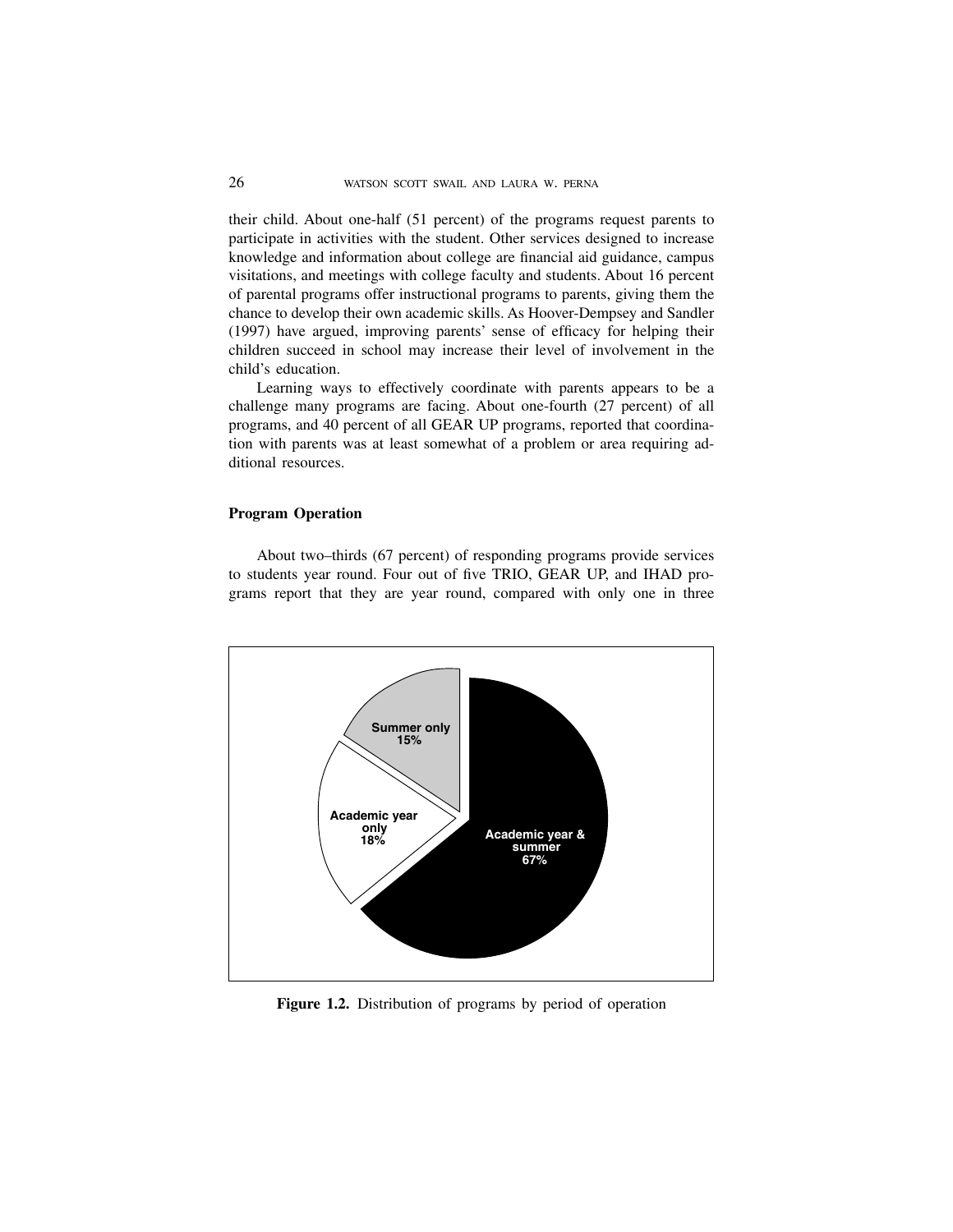their child. About one-half (51 percent) of the programs request parents to participate in activities with the student. Other services designed to increase knowledge and information about college are financial aid guidance, campus visitations, and meetings with college faculty and students. About 16 percent of parental programs offer instructional programs to parents, giving them the chance to develop their own academic skills. As Hoover-Dempsey and Sandler (1997) have argued, improving parents' sense of efficacy for helping their children succeed in school may increase their level of involvement in the child's education.

Learning ways to effectively coordinate with parents appears to be a challenge many programs are facing. About one-fourth (27 percent) of all programs, and 40 percent of all GEAR UP programs, reported that coordination with parents was at least somewhat of a problem or area requiring additional resources.

### Program Operation

About two–thirds (67 percent) of responding programs provide services to students year round. Four out of five TRIO, GEAR UP, and IHAD programs report that they are year round, compared with only one in three

Summer only 15%

Academic year only 18%

Academic year & summer 67%

**Figure 1.2.** Distribution of programs by period of operation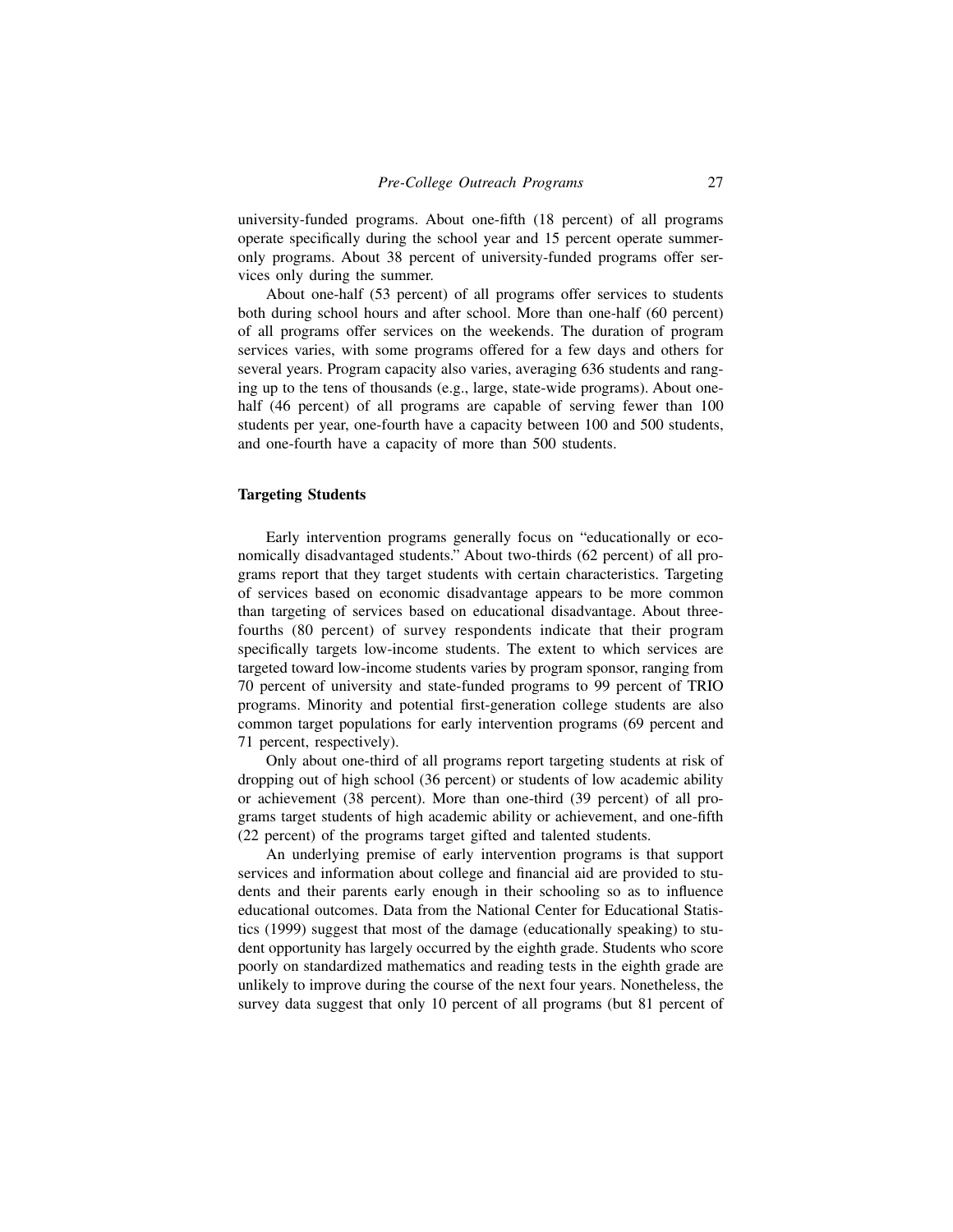university-funded programs. About one-fifth (18 percent) of all programs operate specifically during the school year and 15 percent operate summer-only programs. About 38 percent of university-funded programs offer services only during the summer.

About one-half (53 percent) of all programs offer services to students both during school hours and after school. More than one-half (60 percent) of all programs offer services on the weekends. The duration of program services varies, with some programs offered for a few days and others for several years. Program capacity also varies, averaging 636 students and ranging up to the tens of thousands (e.g., large, state-wide programs). About one-half (46 percent) of all programs are capable of serving fewer than 100 students per year, one-fourth have a capacity between 100 and 500 students, and one-fourth have a capacity of more than 500 students.

### Targeting Students

Early intervention programs generally focus on "educationally or economically disadvantaged students." About two-thirds (62 percent) of all programs report that they target students with certain characteristics. Targeting of services based on economic disadvantage appears to be more common than targeting of services based on educational disadvantage. About three-fourths (80 percent) of survey respondents indicate that their program specifically targets low-income students. The extent to which services are targeted toward low-income students varies by program sponsor, ranging from 70 percent of university and state-funded programs to 99 percent of TRIO programs. Minority and potential first-generation college students are also common target populations for early intervention programs (69 percent and 71 percent, respectively).

Only about one-third of all programs report targeting students at risk of dropping out of high school (36 percent) or students of low academic ability or achievement (38 percent). More than one-third (39 percent) of all programs target students of high academic ability or achievement, and one-fifth (22 percent) of the programs target gifted and talented students.

An underlying premise of early intervention programs is that support services and information about college and financial aid are provided to students and their parents early enough in their schooling so as to influence educational outcomes. Data from the National Center for Educational Statistics (1999) suggest that most of the damage (educationally speaking) to student opportunity has largely occurred by the eighth grade. Students who score poorly on standardized mathematics and reading tests in the eighth grade are unlikely to improve during the course of the next four years. Nonetheless, the survey data suggest that only 10 percent of all programs (but 81 percent of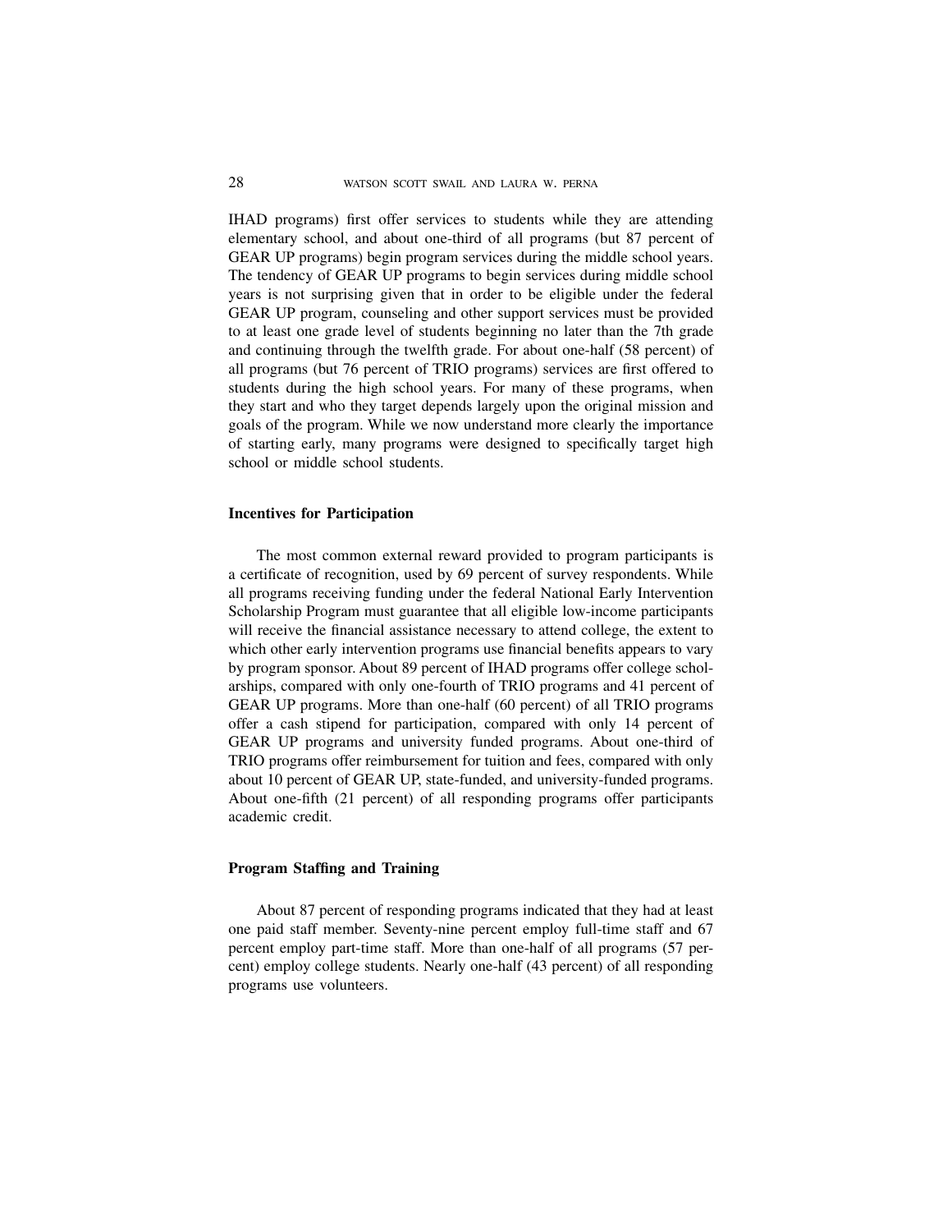IHAD programs) first offer services to students while they are attending elementary school, and about one-third of all programs (but 87 percent of GEAR UP programs) begin program services during the middle school years. The tendency of GEAR UP programs to begin services during middle school years is not surprising given that in order to be eligible under the federal GEAR UP program, counseling and other support services must be provided to at least one grade level of students beginning no later than the 7th grade and continuing through the twelfth grade. For about one-half (58 percent) of all programs (but 76 percent of TRIO programs) services are first offered to students during the high school years. For many of these programs, when they start and who they target depends largely upon the original mission and goals of the program. While we now understand more clearly the importance of starting early, many programs were designed to specifically target high school or middle school students.

### Incentives for Participation

The most common external reward provided to program participants is a certificate of recognition, used by 69 percent of survey respondents. While all programs receiving funding under the federal National Early Intervention Scholarship Program must guarantee that all eligible low-income participants will receive the financial assistance necessary to attend college, the extent to which other early intervention programs use financial benefits appears to vary by program sponsor. About 89 percent of IHAD programs offer college scholarships, compared with only one-fourth of TRIO programs and 41 percent of GEAR UP programs. More than one-half (60 percent) of all TRIO programs offer a cash stipend for participation, compared with only 14 percent of GEAR UP programs and university funded programs. About one-third of TRIO programs offer reimbursement for tuition and fees, compared with only about 10 percent of GEAR UP, state-funded, and university-funded programs. About one-fifth (21 percent) of all responding programs offer participants academic credit.

### Program Staffing and Training

About 87 percent of responding programs indicated that they had at least one paid staff member. Seventy-nine percent employ full-time staff and 67 percent employ part-time staff. More than one-half of all programs (57 percent) employ college students. Nearly one-half (43 percent) of all responding programs use volunteers.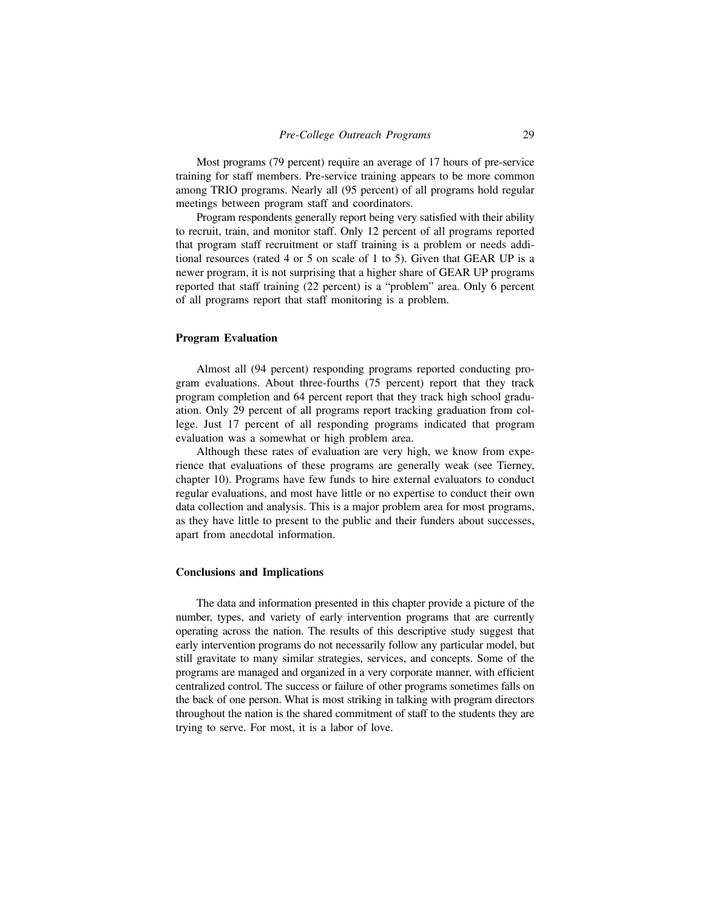Most programs (79 percent) require an average of 17 hours of pre-service training for staff members. Pre-service training appears to be more common among TRIO programs. Nearly all (95 percent) of all programs hold regular meetings between program staff and coordinators.

Program respondents generally report being very satisfied with their ability to recruit, train, and monitor staff. Only 12 percent of all programs reported that program staff recruitment or staff training is a problem or needs additional resources (rated 4 or 5 on scale of 1 to 5). Given that GEAR UP is a newer program, it is not surprising that a higher share of GEAR UP programs reported that staff training (22 percent) is a "problem" area. Only 6 percent of all programs report that staff monitoring is a problem.

### Program Evaluation

Almost all (94 percent) responding programs reported conducting program evaluations. About three-fourths (75 percent) report that they track program completion and 64 percent report that they track high school graduation. Only 29 percent of all programs report tracking graduation from college. Just 17 percent of all responding programs indicated that program evaluation was a somewhat or high problem area.

Although these rates of evaluation are very high, we know from experience that evaluations of these programs are generally weak (see Tierney, chapter 10). Programs have few funds to hire external evaluators to conduct regular evaluations, and most have little or no expertise to conduct their own data collection and analysis. This is a major problem area for most programs, as they have little to present to the public and their funders about successes, apart from anecdotal information.

### Conclusions and Implications

The data and information presented in this chapter provide a picture of the number, types, and variety of early intervention programs that are currently operating across the nation. The results of this descriptive study suggest that early intervention programs do not necessarily follow any particular model, but still gravitate to many similar strategies, services, and concepts. Some of the programs are managed and organized in a very corporate manner, with efficient centralized control. The success or failure of other programs sometimes falls on the back of one person. What is most striking in talking with program directors throughout the nation is the shared commitment of staff to the students they are trying to serve. For most, it is a labor of love.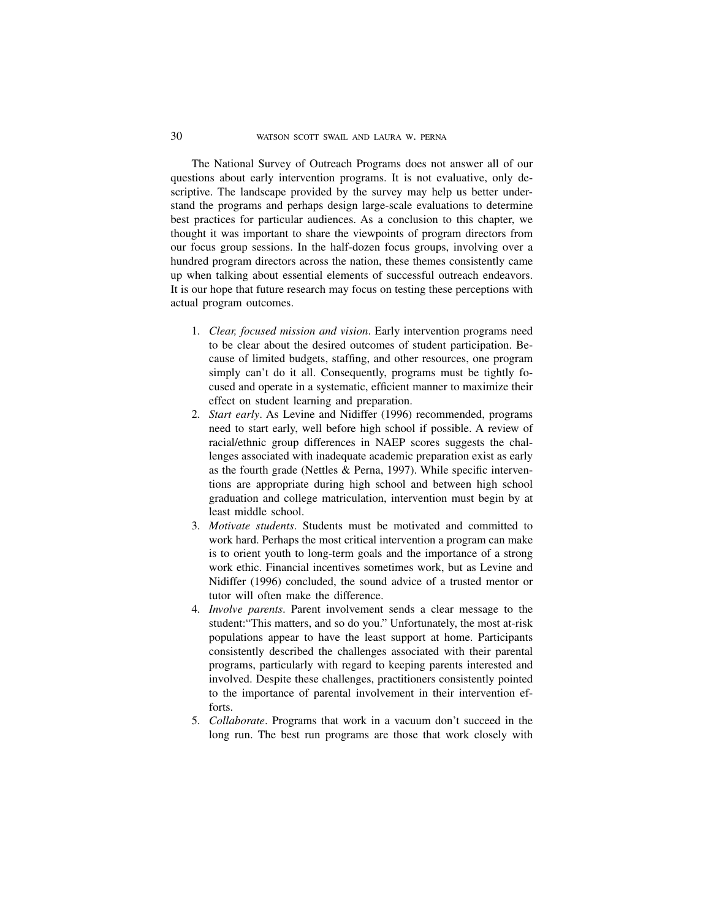The National Survey of Outreach Programs does not answer all of our questions about early intervention programs. It is not evaluative, only descriptive. The landscape provided by the survey may help us better understand the programs and perhaps design large-scale evaluations to determine best practices for particular audiences. As a conclusion to this chapter, we thought it was important to share the viewpoints of program directors from our focus group sessions. In the half-dozen focus groups, involving over a hundred program directors across the nation, these themes consistently came up when talking about essential elements of successful outreach endeavors. It is our hope that future research may focus on testing these perceptions with actual program outcomes.

1. *Clear, focused mission and vision*. Early intervention programs need to be clear about the desired outcomes of student participation. Because of limited budgets, staffing, and other resources, one program simply can't do it all. Consequently, programs must be tightly focused and operate in a systematic, efficient manner to maximize their effect on student learning and preparation.
2. *Start early*. As Levine and Nidiffer (1996) recommended, programs need to start early, well before high school if possible. A review of racial/ethnic group differences in NAEP scores suggests the challenges associated with inadequate academic preparation exist as early as the fourth grade (Nettles & Perna, 1997). While specific interventions are appropriate during high school and between high school graduation and college matriculation, intervention must begin by at least middle school.
3. *Motivate students*. Students must be motivated and committed to work hard. Perhaps the most critical intervention a program can make is to orient youth to long-term goals and the importance of a strong work ethic. Financial incentives sometimes work, but as Levine and Nidiffer (1996) concluded, the sound advice of a trusted mentor or tutor will often make the difference.
4. *Involve parents*. Parent involvement sends a clear message to the student:"This matters, and so do you." Unfortunately, the most at-risk populations appear to have the least support at home. Participants consistently described the challenges associated with their parental programs, particularly with regard to keeping parents interested and involved. Despite these challenges, practitioners consistently pointed to the importance of parental involvement in their intervention efforts.
5. *Collaborate*. Programs that work in a vacuum don't succeed in the long run. The best run programs are those that work closely with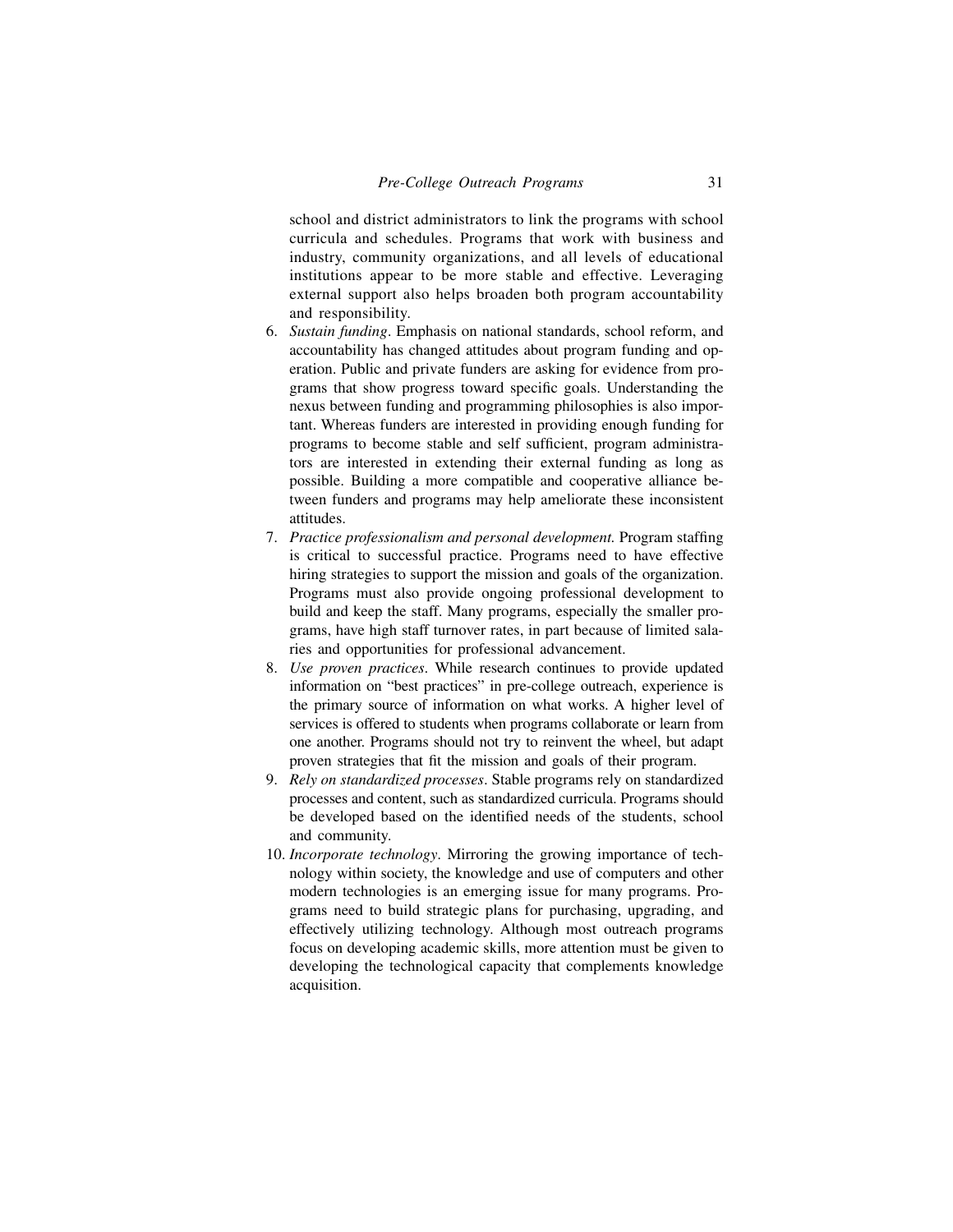school and district administrators to link the programs with school curricula and schedules. Programs that work with business and industry, community organizations, and all levels of educational institutions appear to be more stable and effective. Leveraging external support also helps broaden both program accountability and responsibility.

6. *Sustain funding*. Emphasis on national standards, school reform, and accountability has changed attitudes about program funding and operation. Public and private funders are asking for evidence from programs that show progress toward specific goals. Understanding the nexus between funding and programming philosophies is also important. Whereas funders are interested in providing enough funding for programs to become stable and self sufficient, program administrators are interested in extending their external funding as long as possible. Building a more compatible and cooperative alliance between funders and programs may help ameliorate these inconsistent attitudes.
7. *Practice professionalism and personal development.* Program staffing is critical to successful practice. Programs need to have effective hiring strategies to support the mission and goals of the organization. Programs must also provide ongoing professional development to build and keep the staff. Many programs, especially the smaller programs, have high staff turnover rates, in part because of limited salaries and opportunities for professional advancement.
8. *Use proven practices*. While research continues to provide updated information on "best practices" in pre-college outreach, experience is the primary source of information on what works. A higher level of services is offered to students when programs collaborate or learn from one another. Programs should not try to reinvent the wheel, but adapt proven strategies that fit the mission and goals of their program.
9. *Rely on standardized processes*. Stable programs rely on standardized processes and content, such as standardized curricula. Programs should be developed based on the identified needs of the students, school and community.
10. *Incorporate technology*. Mirroring the growing importance of technology within society, the knowledge and use of computers and other modern technologies is an emerging issue for many programs. Programs need to build strategic plans for purchasing, upgrading, and effectively utilizing technology. Although most outreach programs focus on developing academic skills, more attention must be given to developing the technological capacity that complements knowledge acquisition.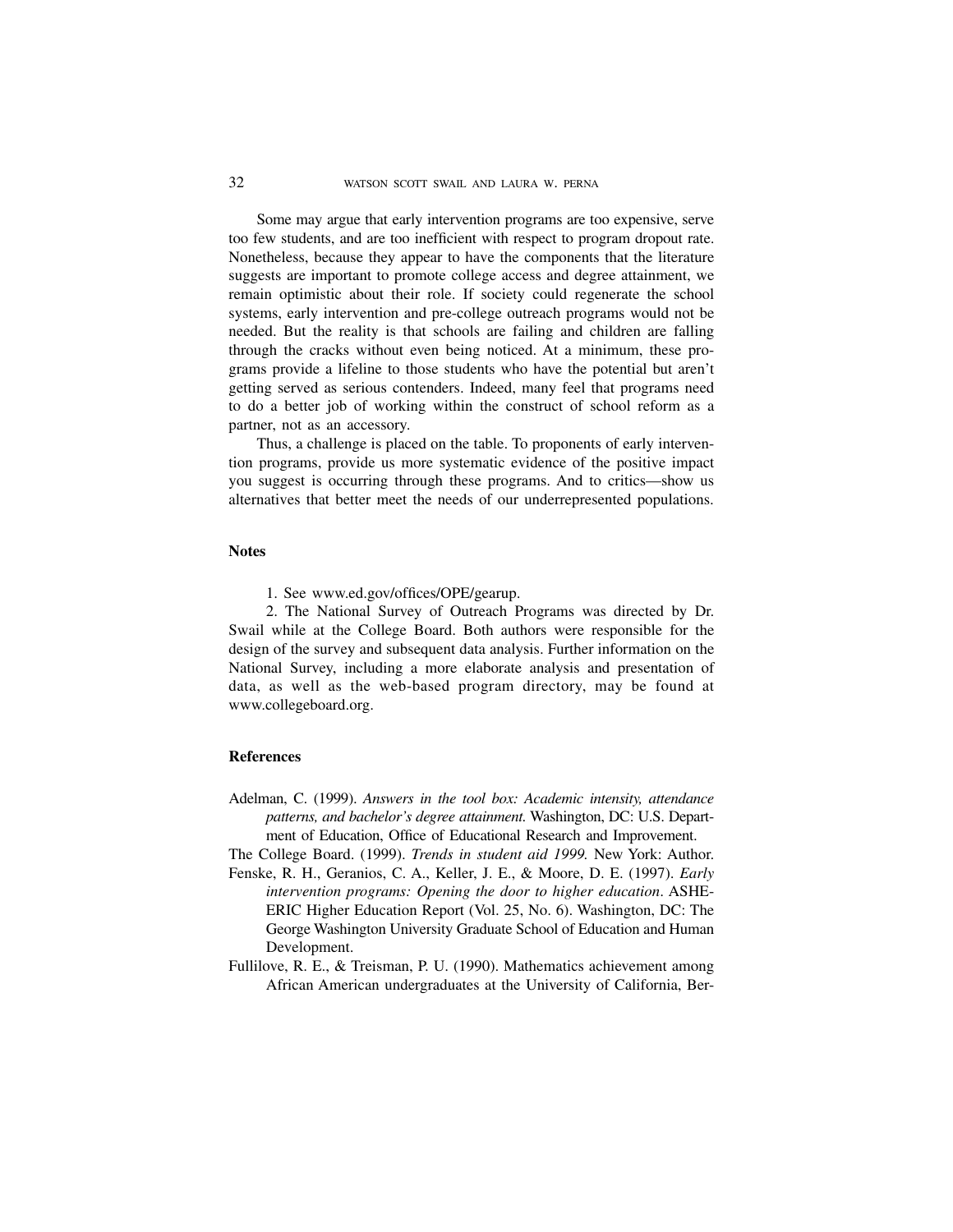Some may argue that early intervention programs are too expensive, serve too few students, and are too inefficient with respect to program dropout rate. Nonetheless, because they appear to have the components that the literature suggests are important to promote college access and degree attainment, we remain optimistic about their role. If society could regenerate the school systems, early intervention and pre-college outreach programs would not be needed. But the reality is that schools are failing and children are falling through the cracks without even being noticed. At a minimum, these programs provide a lifeline to those students who have the potential but aren't getting served as serious contenders. Indeed, many feel that programs need to do a better job of working within the construct of school reform as a partner, not as an accessory.

Thus, a challenge is placed on the table. To proponents of early intervention programs, provide us more systematic evidence of the positive impact you suggest is occurring through these programs. And to critics—show us alternatives that better meet the needs of our underrepresented populations.

## Notes

1. See www.ed.gov/offices/OPE/gearup.

2. The National Survey of Outreach Programs was directed by Dr. Swail while at the College Board. Both authors were responsible for the design of the survey and subsequent data analysis. Further information on the National Survey, including a more elaborate analysis and presentation of data, as well as the web-based program directory, may be found at www.collegeboard.org.

## References

Adelman, C. (1999). *Answers in the tool box: Academic intensity, attendance patterns, and bachelor's degree attainment.* Washington, DC: U.S. Department of Education, Office of Educational Research and Improvement.

The College Board. (1999). *Trends in student aid 1999.* New York: Author.

Fenske, R. H., Geranios, C. A., Keller, J. E., & Moore, D. E. (1997). *Early intervention programs: Opening the door to higher education*. ASHE-ERIC Higher Education Report (Vol. 25, No. 6). Washington, DC: The George Washington University Graduate School of Education and Human Development.

Fullilove, R. E., & Treisman, P. U. (1990). Mathematics achievement among African American undergraduates at the University of California, Ber-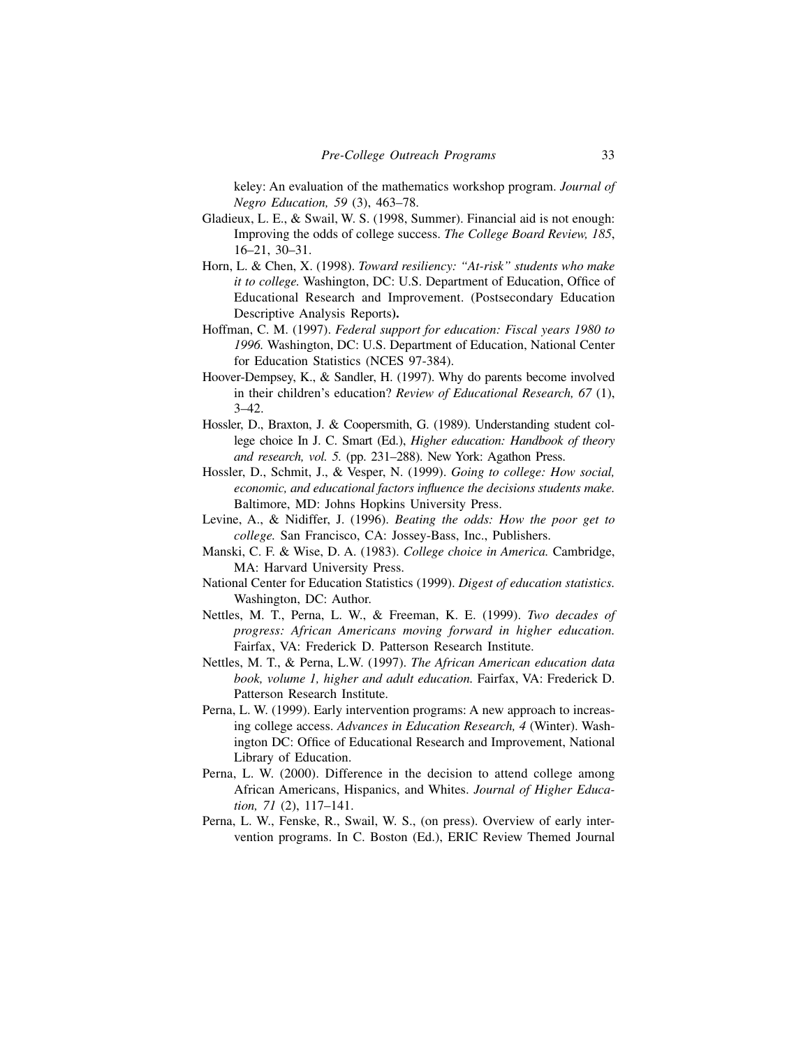keley: An evaluation of the mathematics workshop program. *Journal of Negro Education, 59* (3), 463–78.

Gladieux, L. E., & Swail, W. S. (1998, Summer). Financial aid is not enough: Improving the odds of college success. *The College Board Review, 185*, 16–21, 30–31.

Horn, L. & Chen, X. (1998). *Toward resiliency: "At-risk" students who make it to college.* Washington, DC: U.S. Department of Education, Office of Educational Research and Improvement. (Postsecondary Education Descriptive Analysis Reports**).**

Hoffman, C. M. (1997). *Federal support for education: Fiscal years 1980 to 1996.* Washington, DC: U.S. Department of Education, National Center for Education Statistics (NCES 97-384).

Hoover-Dempsey, K., & Sandler, H. (1997). Why do parents become involved in their children's education? *Review of Educational Research, 67* (1), 3–42.

Hossler, D., Braxton, J. & Coopersmith, G. (1989). Understanding student college choice In J. C. Smart (Ed.), *Higher education: Handbook of theory and research, vol. 5.* (pp. 231–288). New York: Agathon Press.

Hossler, D., Schmit, J., & Vesper, N. (1999). *Going to college: How social, economic, and educational factors influence the decisions students make.* Baltimore, MD: Johns Hopkins University Press.

Levine, A., & Nidiffer, J. (1996). *Beating the odds: How the poor get to college.* San Francisco, CA: Jossey-Bass, Inc., Publishers.

Manski, C. F. & Wise, D. A. (1983). *College choice in America.* Cambridge, MA: Harvard University Press.

National Center for Education Statistics (1999). *Digest of education statistics.* Washington, DC: Author.

Nettles, M. T., Perna, L. W., & Freeman, K. E. (1999). *Two decades of progress: African Americans moving forward in higher education.* Fairfax, VA: Frederick D. Patterson Research Institute.

Nettles, M. T., & Perna, L.W. (1997). *The African American education data book, volume 1, higher and adult education.* Fairfax, VA: Frederick D. Patterson Research Institute.

Perna, L. W. (1999). Early intervention programs: A new approach to increasing college access. *Advances in Education Research, 4* (Winter). Washington DC: Office of Educational Research and Improvement, National Library of Education.

Perna, L. W. (2000). Difference in the decision to attend college among African Americans, Hispanics, and Whites. *Journal of Higher Education, 71* (2), 117–141.

Perna, L. W., Fenske, R., Swail, W. S., (on press). Overview of early intervention programs. In C. Boston (Ed.), ERIC Review Themed Journal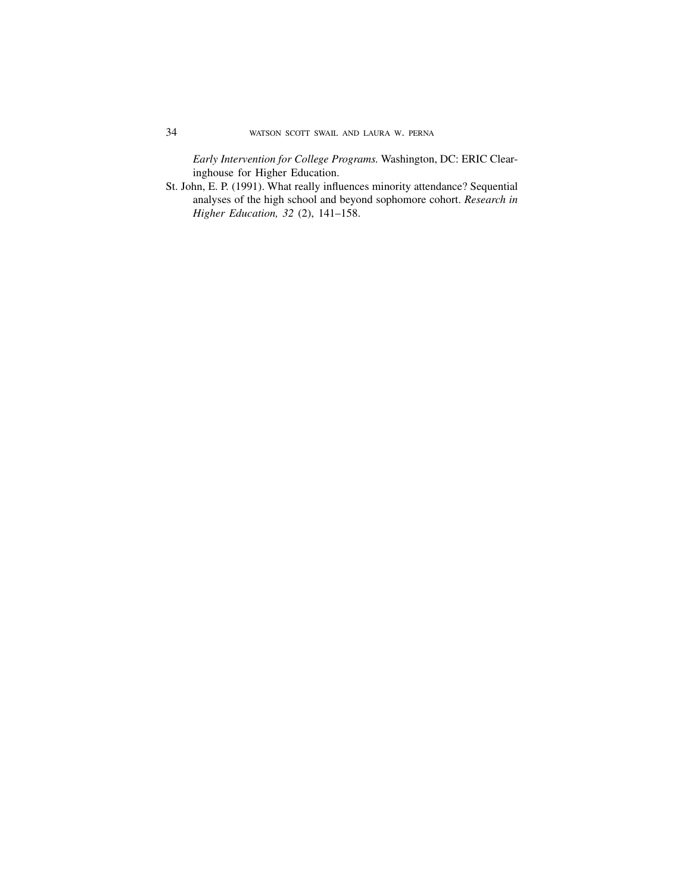*Early Intervention for College Programs.* Washington, DC: ERIC Clearinghouse for Higher Education.

St. John, E. P. (1991). What really influences minority attendance? Sequential analyses of the high school and beyond sophomore cohort. *Research in Higher Education, 32* (2), 141–158.